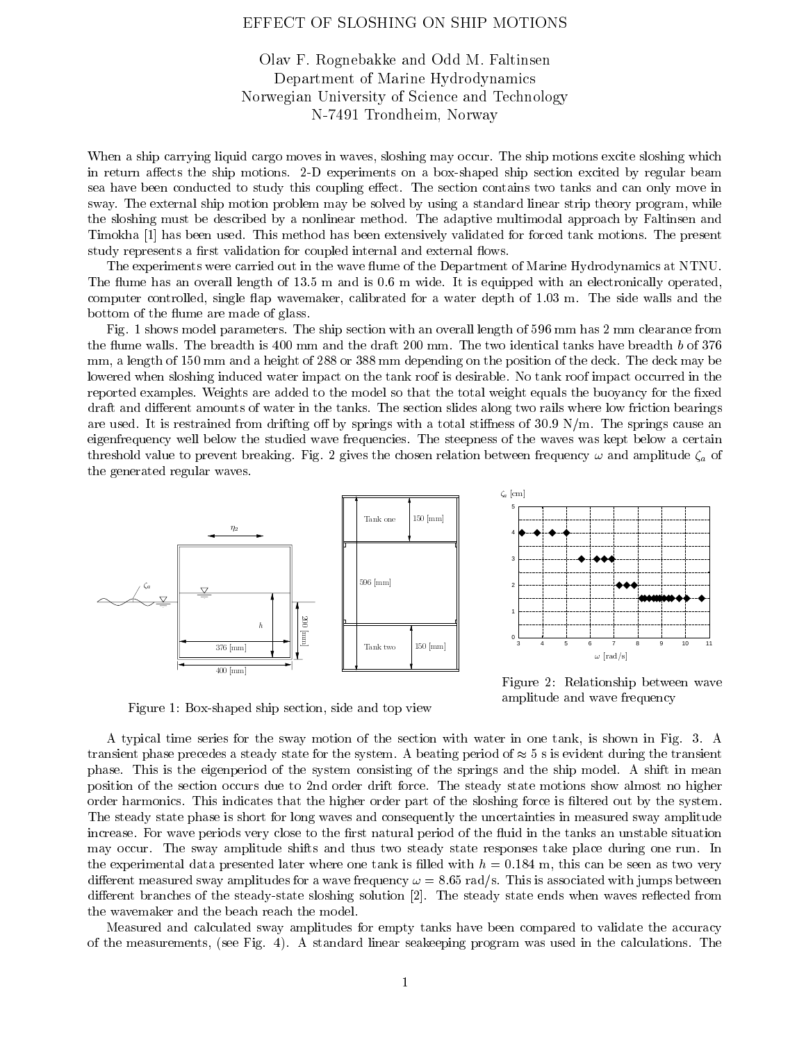# EFFECT OF SLOSHING ON SHIP MOTIONS

Olav F. Rognebakke and Odd M. Faltinsen
Department of Marine Hydrodynamics
Norwegian University of Science and Technology
N-7491 Trondheim, Norway

When a ship carrying liquid cargo moves in waves, sloshing may occur. The ship motions excite sloshing which in return affects the ship motions. 2-D experiments on a box-shaped ship section excited by regular beam sea have been conducted to study this coupling effect. The section contains two tanks and can only move in sway. The external ship motion problem may be solved by using a standard linear strip theory program, while the sloshing must be described by a nonlinear method. The adaptive multimodal approach by Faltinsen and Timokha [1] has been used. This method has been extensively validated for forced tank motions. The present study represents a first validation for coupled internal and external flows.

The experiments were carried out in the wave flume of the Department of Marine Hydrodynamics at NTNU. The flume has an overall length of 13.5 m and is 0.6 m wide. It is equipped with an electronically operated, computer controlled, single flap wavemaker, calibrated for a water depth of 1.03 m. The side walls and the bottom of the flume are made of glass.

Fig. 1 shows model parameters. The ship section with an overall length of 596 mm has 2 mm clearance from the flume walls. The breadth is 400 mm and the draft 200 mm. The two identical tanks have breadth $b$ of 376 mm, a length of 150 mm and a height of 288 or 388 mm depending on the position of the deck. The deck may be lowered when sloshing induced water impact on the tank roof is desirable. No tank roof impact occurred in the reported examples. Weights are added to the model so that the total weight equals the buoyancy for the fixed draft and different amounts of water in the tanks. The section slides along two rails where low friction bearings are used. It is restrained from drifting off by springs with a total stiffness of 30.9 N/m. The springs cause an eigenfrequency well below the studied wave frequencies. The steepness of the waves was kept below a certain threshold value to prevent breaking. Fig. 2 gives the chosen relation between frequency $\omega$ and amplitude $\zeta_a$ of the generated regular waves.

Figure 1: Box-shaped ship section, side and top view

Figure 2: Relationship between wave amplitude and wave frequency

A typical time series for the sway motion of the section with water in one tank, is shown in Fig. 3. A transient phase precedes a steady state for the system. A beating period of $\approx 5$ s is evident during the transient phase. This is the eigenperiod of the system consisting of the springs and the ship model. A shift in mean position of the section occurs due to 2nd order drift force. The steady state motions show almost no higher order harmonics. This indicates that the higher order part of the sloshing force is filtered out by the system. The steady state phase is short for long waves and consequently the uncertainties in measured sway amplitude increase. For wave periods very close to the first natural period of the fluid in the tanks an unstable situation may occur. The sway amplitude shifts and thus two steady state responses take place during one run. In the experimental data presented later where one tank is filled with $h = 0.184$ m, this can be seen as two very different measured sway amplitudes for a wave frequency $\omega = 8.65$ rad/s. This is associated with jumps between different branches of the steady-state sloshing solution [2]. The steady state ends when waves reflected from the wavemaker and the beach reach the model.

Measured and calculated sway amplitudes for empty tanks have been compared to validate the accuracy of the measurements, (see Fig. 4). A standard linear seakeeping program was used in the calculations. The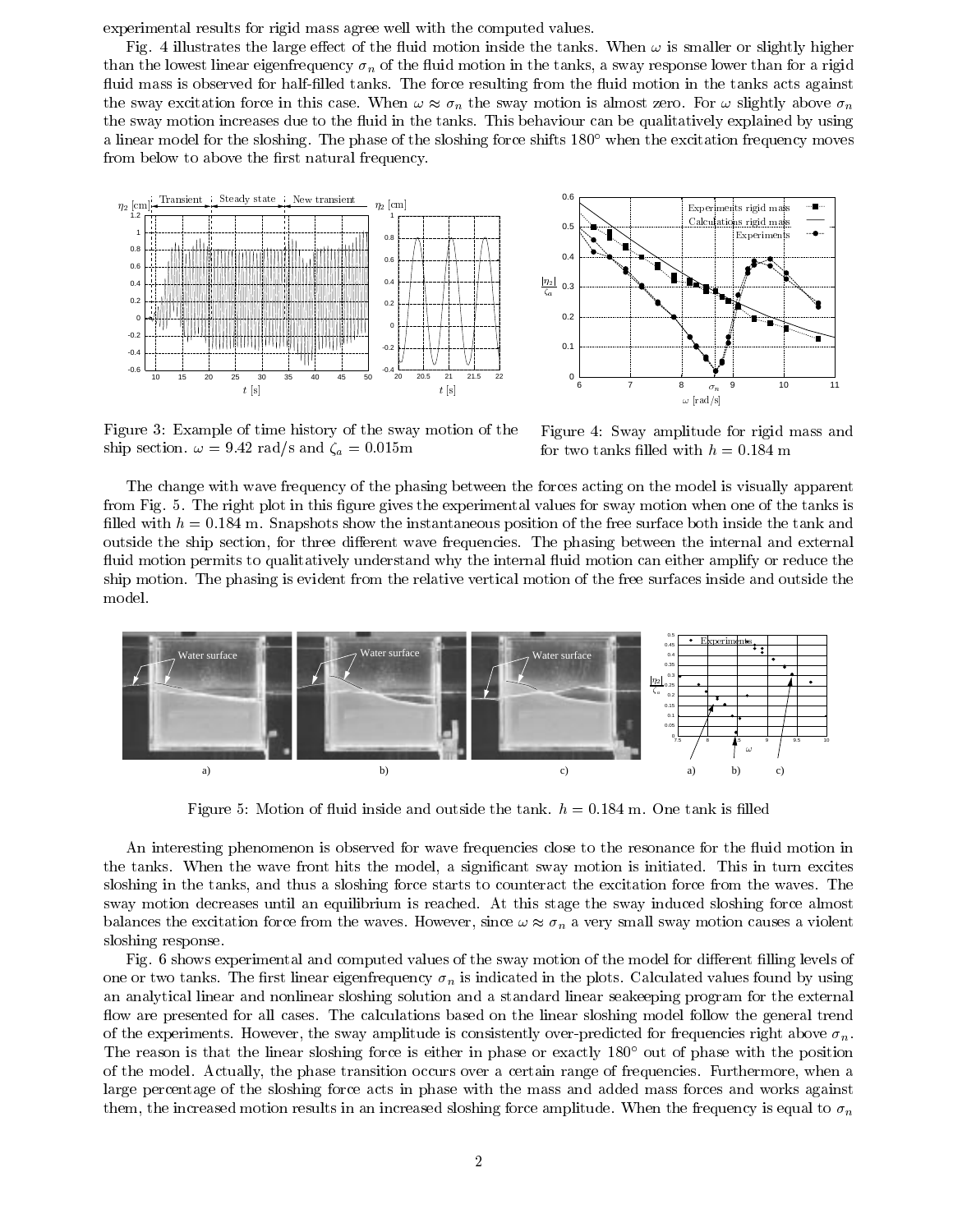experimental results for rigid mass agree well with the computed values.

Fig. 4 illustrates the large effect of the fluid motion inside the tanks. When $\omega$ is smaller or slightly higher than the lowest linear eigenfrequency $\sigma_n$ of the fluid motion in the tanks, a sway response lower than for a rigid fluid mass is observed for half-filled tanks. The force resulting from the fluid motion in the tanks acts against the sway excitation force in this case. When $\omega \approx \sigma_n$ the sway motion is almost zero. For $\omega$ slightly above $\sigma_n$ the sway motion increases due to the fluid in the tanks. This behaviour can be qualitatively explained by using a linear model for the sloshing. The phase of the sloshing force shifts 180° when the excitation frequency moves from below to above the first natural frequency.

Figure 3: Example of time history of the sway motion of the ship section. $\omega = 9.42$ rad/s and $\zeta_a = 0.015$m

Figure 4: Sway amplitude for rigid mass and for two tanks filled with $h = 0.184$ m

The change with wave frequency of the phasing between the forces acting on the model is visually apparent from Fig. 5. The right plot in this figure gives the experimental values for sway motion when one of the tanks is filled with $h = 0.184$ m. Snapshots show the instantaneous position of the free surface both inside the tank and outside the ship section, for three different wave frequencies. The phasing between the internal and external fluid motion permits to qualitatively understand why the internal fluid motion can either amplify or reduce the ship motion. The phasing is evident from the relative vertical motion of the free surfaces inside and outside the model.

Figure 5: Motion of fluid inside and outside the tank. $h = 0.184$ m. One tank is filled

An interesting phenomenon is observed for wave frequencies close to the resonance for the fluid motion in the tanks. When the wave front hits the model, a significant sway motion is initiated. This in turn excites sloshing in the tanks, and thus a sloshing force starts to counteract the excitation force from the waves. The sway motion decreases until an equilibrium is reached. At this stage the sway induced sloshing force almost balances the excitation force from the waves. However, since $\omega \approx \sigma_n$ a very small sway motion causes a violent sloshing response.

Fig. 6 shows experimental and computed values of the sway motion of the model for different filling levels of one or two tanks. The first linear eigenfrequency $\sigma_n$ is indicated in the plots. Calculated values found by using an analytical linear and nonlinear sloshing solution and a standard linear seakeeping program for the external flow are presented for all cases. The calculations based on the linear sloshing model follow the general trend of the experiments. However, the sway amplitude is consistently over-predicted for frequencies right above $\sigma_n$. The reason is that the linear sloshing force is either in phase or exactly 180° out of phase with the position of the model. Actually, the phase transition occurs over a certain range of frequencies. Furthermore, when a large percentage of the sloshing force acts in phase with the mass and added mass forces and works against them, the increased motion results in an increased sloshing force amplitude. When the frequency is equal to $\sigma_n$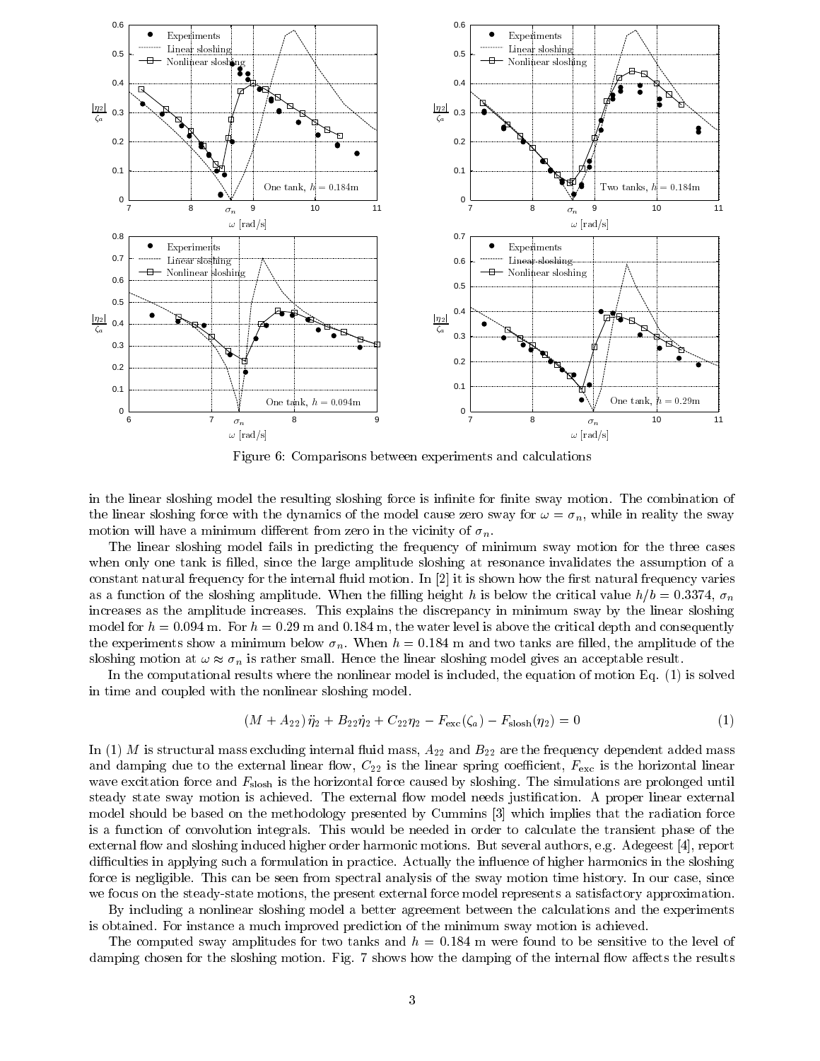Figure 6: Comparisons between experiments and calculations

in the linear sloshing model the resulting sloshing force is infinite for finite sway motion. The combination of the linear sloshing force with the dynamics of the model cause zero sway for $\omega = \sigma_n$, while in reality the sway motion will have a minimum different from zero in the vicinity of $\sigma_n$.

The linear sloshing model fails in predicting the frequency of minimum sway motion for the three cases when only one tank is filled, since the large amplitude sloshing at resonance invalidates the assumption of a constant natural frequency for the internal fluid motion. In [2] it is shown how the first natural frequency varies as a function of the sloshing amplitude. When the filling height $h$ is below the critical value $h/b = 0.3374$, $\sigma_n$ increases as the amplitude increases. This explains the discrepancy in minimum sway by the linear sloshing model for $h = 0.094$ m. For $h = 0.29$ m and 0.184 m, the water level is above the critical depth and consequently the experiments show a minimum below $\sigma_n$. When $h = 0.184$ m and two tanks are filled, the amplitude of the sloshing motion at $\omega \approx \sigma_n$ is rather small. Hence the linear sloshing model gives an acceptable result.

In the computational results where the nonlinear model is included, the equation of motion Eq. (1) is solved in time and coupled with the nonlinear sloshing model.

$$(M + A_{22})\,\ddot{\eta}_2 + B_{22}\dot{\eta}_2 + C_{22}\eta_2 - F_{\text{exc}}(\zeta_a) - F_{\text{slosh}}(\eta_2) = 0 \tag{1}$$

In (1) $M$ is structural mass excluding internal fluid mass, $A_{22}$ and $B_{22}$ are the frequency dependent added mass and damping due to the external linear flow, $C_{22}$ is the linear spring coefficient, $F_{\text{exc}}$ is the horizontal linear wave excitation force and $F_{\text{slosh}}$ is the horizontal force caused by sloshing. The simulations are prolonged until steady state sway motion is achieved. The external flow model needs justification. A proper linear external model should be based on the methodology presented by Cummins [3] which implies that the radiation force is a function of convolution integrals. This would be needed in order to calculate the transient phase of the external flow and sloshing induced higher order harmonic motions. But several authors, e.g. Adegeest [4], report difficulties in applying such a formulation in practice. Actually the influence of higher harmonics in the sloshing force is negligible. This can be seen from spectral analysis of the sway motion time history. In our case, since we focus on the steady-state motions, the present external force model represents a satisfactory approximation.

By including a nonlinear sloshing model a better agreement between the calculations and the experiments is obtained. For instance a much improved prediction of the minimum sway motion is achieved.

The computed sway amplitudes for two tanks and $h = 0.184$ m were found to be sensitive to the level of damping chosen for the sloshing motion. Fig. 7 shows how the damping of the internal flow affects the results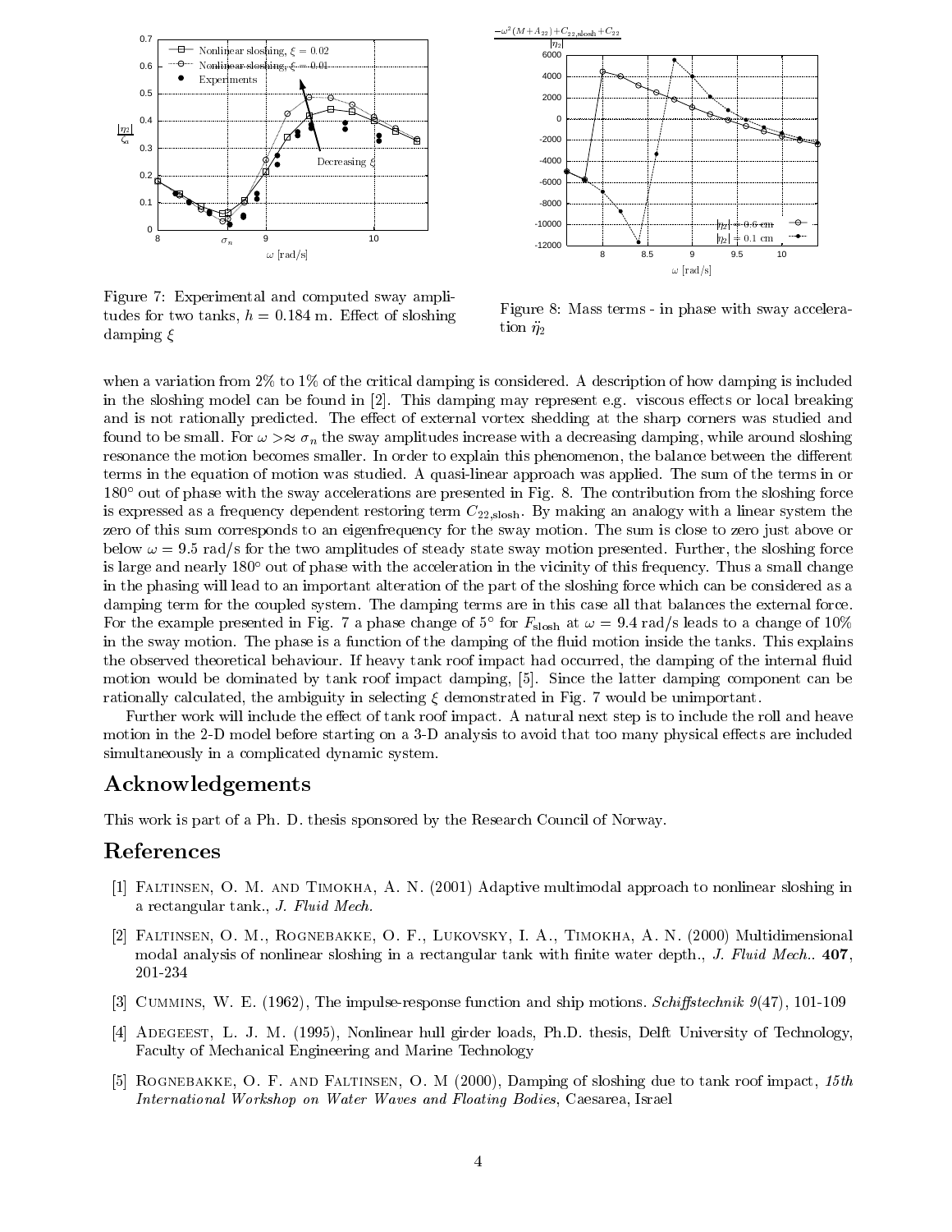0.7
0.6
0.5
0.4
0.3
0.2
0.1
0
$\frac{|\eta_2|}{\zeta_a}$
8
$\sigma_n$
9
10
$\omega$ [rad/s]
Nonlinear sloshing, $\xi = 0.02$
Nonlinear sloshing, $\xi = 0.01$
Experiments
Decreasing $\xi$

Figure 7: Experimental and computed sway amplitudes for two tanks, $h = 0.184$ m. Effect of sloshing damping $\xi$

$\frac{-\omega^2(M+A_{22})+C_{22,\text{slosh}}+C_{22}}{|\eta_2|}$
6000
4000
2000
0
-2000
-4000
-6000
-8000
-10000
-12000
8
8.5
9
9.5
10
$\omega$ [rad/s]
$|\eta_2| = 0.6$ cm
$|\eta_2| = 0.1$ cm

Figure 8: Mass terms - in phase with sway acceleration $\ddot{\eta}_2$

when a variation from 2% to 1% of the critical damping is considered. A description of how damping is included in the sloshing model can be found in [2]. This damping may represent e.g. viscous effects or local breaking and is not rationally predicted. The effect of external vortex shedding at the sharp corners was studied and found to be small. For $\omega > \approx \sigma_n$ the sway amplitudes increase with a decreasing damping, while around sloshing resonance the motion becomes smaller. In order to explain this phenomenon, the balance between the different terms in the equation of motion was studied. A quasi-linear approach was applied. The sum of the terms in or $180°$ out of phase with the sway accelerations are presented in Fig. 8. The contribution from the sloshing force is expressed as a frequency dependent restoring term $C_{22,\text{slosh}}$. By making an analogy with a linear system the zero of this sum corresponds to an eigenfrequency for the sway motion. The sum is close to zero just above or below $\omega = 9.5$ rad/s for the two amplitudes of steady state sway motion presented. Further, the sloshing force is large and nearly $180°$ out of phase with the acceleration in the vicinity of this frequency. Thus a small change in the phasing will lead to an important alteration of the part of the sloshing force which can be considered as a damping term for the coupled system. The damping terms are in this case all that balances the external force. For the example presented in Fig. 7 a phase change of $5°$ for $F_{\text{slosh}}$ at $\omega = 9.4$ rad/s leads to a change of 10% in the sway motion. The phase is a function of the damping of the fluid motion inside the tanks. This explains the observed theoretical behaviour. If heavy tank roof impact had occurred, the damping of the internal fluid motion would be dominated by tank roof impact damping, [5]. Since the latter damping component can be rationally calculated, the ambiguity in selecting $\xi$ demonstrated in Fig. 7 would be unimportant.

Further work will include the effect of tank roof impact. A natural next step is to include the roll and heave motion in the 2-D model before starting on a 3-D analysis to avoid that too many physical effects are included simultaneously in a complicated dynamic system.

## Acknowledgements

This work is part of a Ph. D. thesis sponsored by the Research Council of Norway.

## References

[1] Faltinsen, O. M. and Timokha, A. N. (2001) Adaptive multimodal approach to nonlinear sloshing in a rectangular tank., *J. Fluid Mech.*

[2] Faltinsen, O. M., Rognebakke, O. F., Lukovsky, I. A., Timokha, A. N. (2000) Multidimensional modal analysis of nonlinear sloshing in a rectangular tank with finite water depth., *J. Fluid Mech.*. **407**, 201-234

[3] Cummins, W. E. (1962), The impulse-response function and ship motions. *Schiffstechnik 9*(47), 101-109

[4] Adegeest, L. J. M. (1995), Nonlinear hull girder loads, Ph.D. thesis, Delft University of Technology, Faculty of Mechanical Engineering and Marine Technology

[5] Rognebakke, O. F. and Faltinsen, O. M (2000), Damping of sloshing due to tank roof impact, *15th International Workshop on Water Waves and Floating Bodies*, Caesarea, Israel